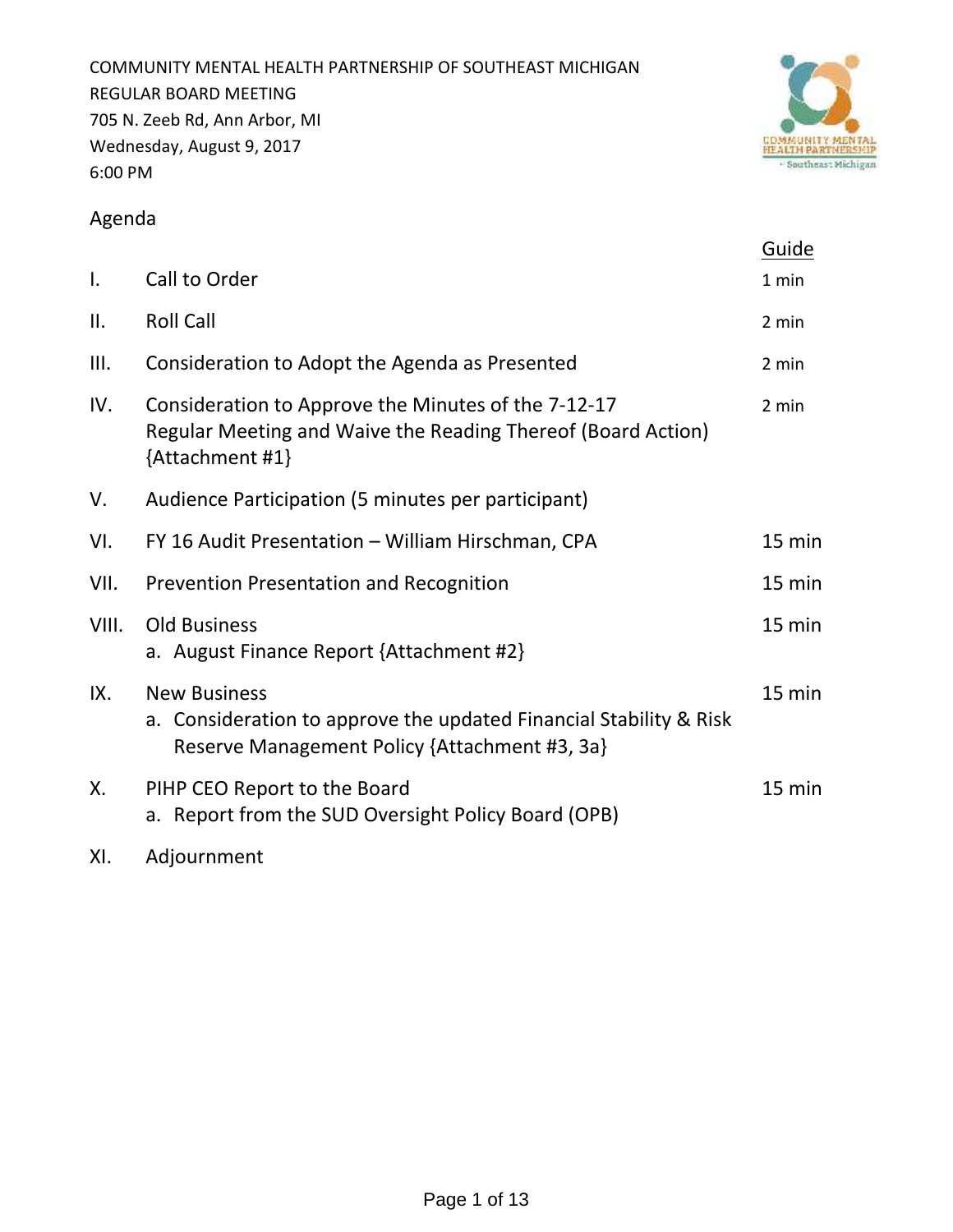COMMUNITY MENTAL HEALTH PARTNERSHIP OF SOUTHEAST MICHIGAN
REGULAR BOARD MEETING
705 N. Zeeb Rd, Ann Arbor, MI
Wednesday, August 9, 2017
6:00 PM

## Agenda

| | | Guide |
|---|---|---|
| I. | Call to Order | 1 min |
| II. | Roll Call | 2 min |
| III. | Consideration to Adopt the Agenda as Presented | 2 min |
| IV. | Consideration to Approve the Minutes of the 7-12-17 Regular Meeting and Waive the Reading Thereof (Board Action) {Attachment #1} | 2 min |
| V. | Audience Participation (5 minutes per participant) | |
| VI. | FY 16 Audit Presentation – William Hirschman, CPA | 15 min |
| VII. | Prevention Presentation and Recognition | 15 min |
| VIII. | Old Business<br>a. August Finance Report {Attachment #2} | 15 min |
| IX. | New Business<br>a. Consideration to approve the updated Financial Stability & Risk Reserve Management Policy {Attachment #3, 3a} | 15 min |
| X. | PIHP CEO Report to the Board<br>a. Report from the SUD Oversight Policy Board (OPB) | 15 min |
| XI. | Adjournment | |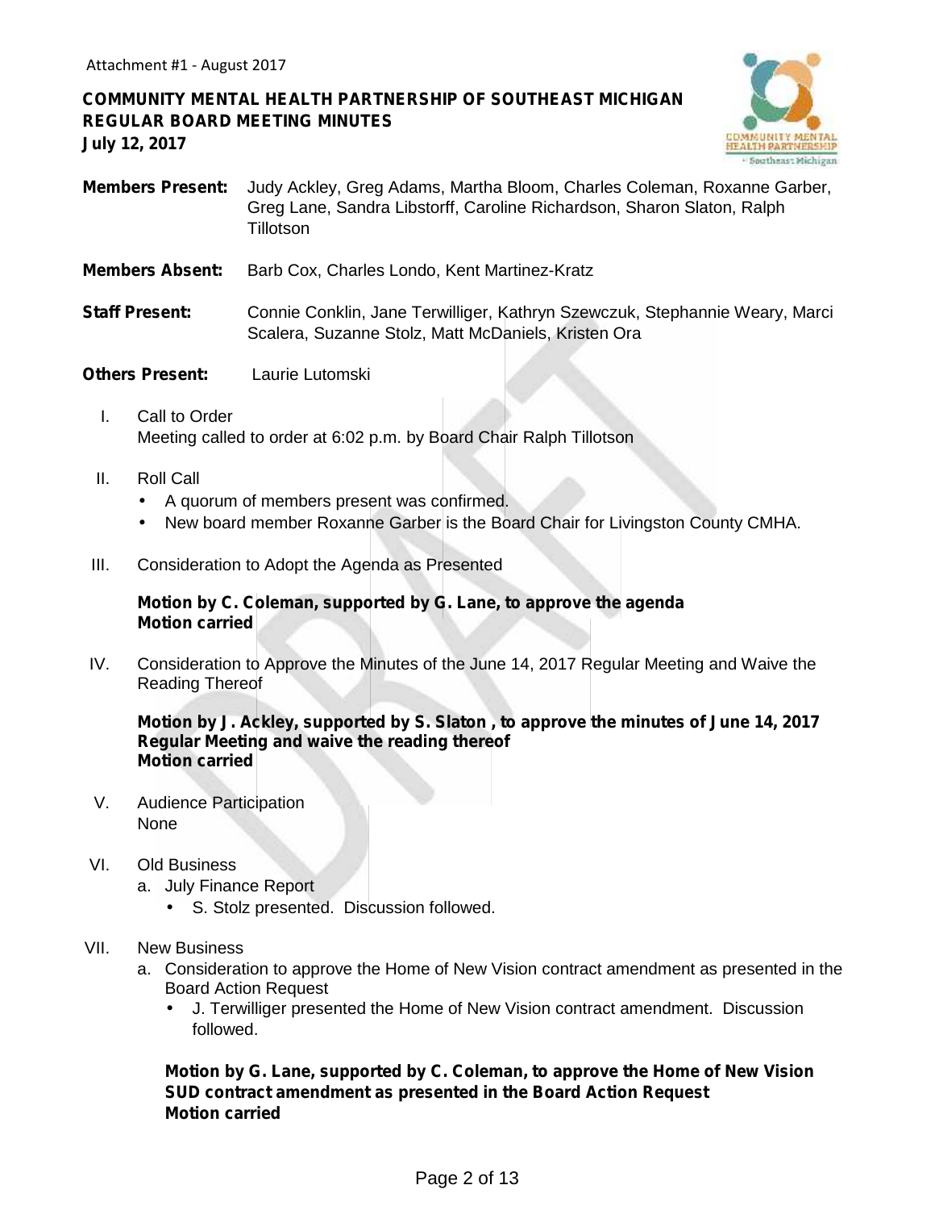Attachment #1 - August 2017

# COMMUNITY MENTAL HEALTH PARTNERSHIP OF SOUTHEAST MICHIGAN
## REGULAR BOARD MEETING MINUTES
**July 12, 2017**

**Members Present:** Judy Ackley, Greg Adams, Martha Bloom, Charles Coleman, Roxanne Garber, Greg Lane, Sandra Libstorff, Caroline Richardson, Sharon Slaton, Ralph Tillotson

**Members Absent:** Barb Cox, Charles Londo, Kent Martinez-Kratz

**Staff Present:** Connie Conklin, Jane Terwilliger, Kathryn Szewczuk, Stephannie Weary, Marci Scalera, Suzanne Stolz, Matt McDaniels, Kristen Ora

**Others Present:** Laurie Lutomski

I. Call to Order
Meeting called to order at 6:02 p.m. by Board Chair Ralph Tillotson

II. Roll Call
- A quorum of members present was confirmed.
- New board member Roxanne Garber is the Board Chair for Livingston County CMHA.

III. Consideration to Adopt the Agenda as Presented

**Motion by C. Coleman, supported by G. Lane, to approve the agenda**
**Motion carried**

IV. Consideration to Approve the Minutes of the June 14, 2017 Regular Meeting and Waive the Reading Thereof

**Motion by J. Ackley, supported by S. Slaton , to approve the minutes of June 14, 2017 Regular Meeting and waive the reading thereof**
**Motion carried**

V. Audience Participation
None

VI. Old Business
a. July Finance Report
   - S. Stolz presented. Discussion followed.

VII. New Business
a. Consideration to approve the Home of New Vision contract amendment as presented in the Board Action Request
   - J. Terwilliger presented the Home of New Vision contract amendment. Discussion followed.

**Motion by G. Lane, supported by C. Coleman, to approve the Home of New Vision SUD contract amendment as presented in the Board Action Request**
**Motion carried**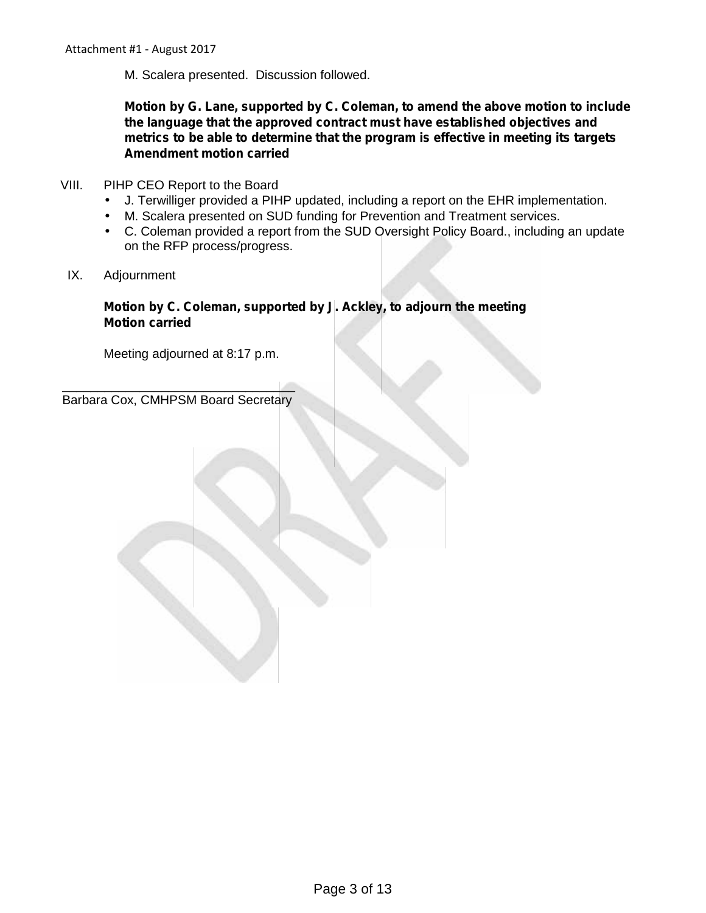M. Scalera presented. Discussion followed.

**Motion by G. Lane, supported by C. Coleman, to amend the above motion to include the language that the approved contract must have established objectives and metrics to be able to determine that the program is effective in meeting its targets**
**Amendment motion carried**

VIII. PIHP CEO Report to the Board

- J. Terwilliger provided a PIHP updated, including a report on the EHR implementation.
- M. Scalera presented on SUD funding for Prevention and Treatment services.
- C. Coleman provided a report from the SUD Oversight Policy Board., including an update on the RFP process/progress.

IX. Adjournment

**Motion by C. Coleman, supported by J. Ackley, to adjourn the meeting**
**Motion carried**

Meeting adjourned at 8:17 p.m.

\_\_\_\_\_\_\_\_\_\_\_\_\_\_\_\_\_\_\_\_\_\_\_\_\_\_\_\_\_\_\_\_\_\_

Barbara Cox, CMHPSM Board Secretary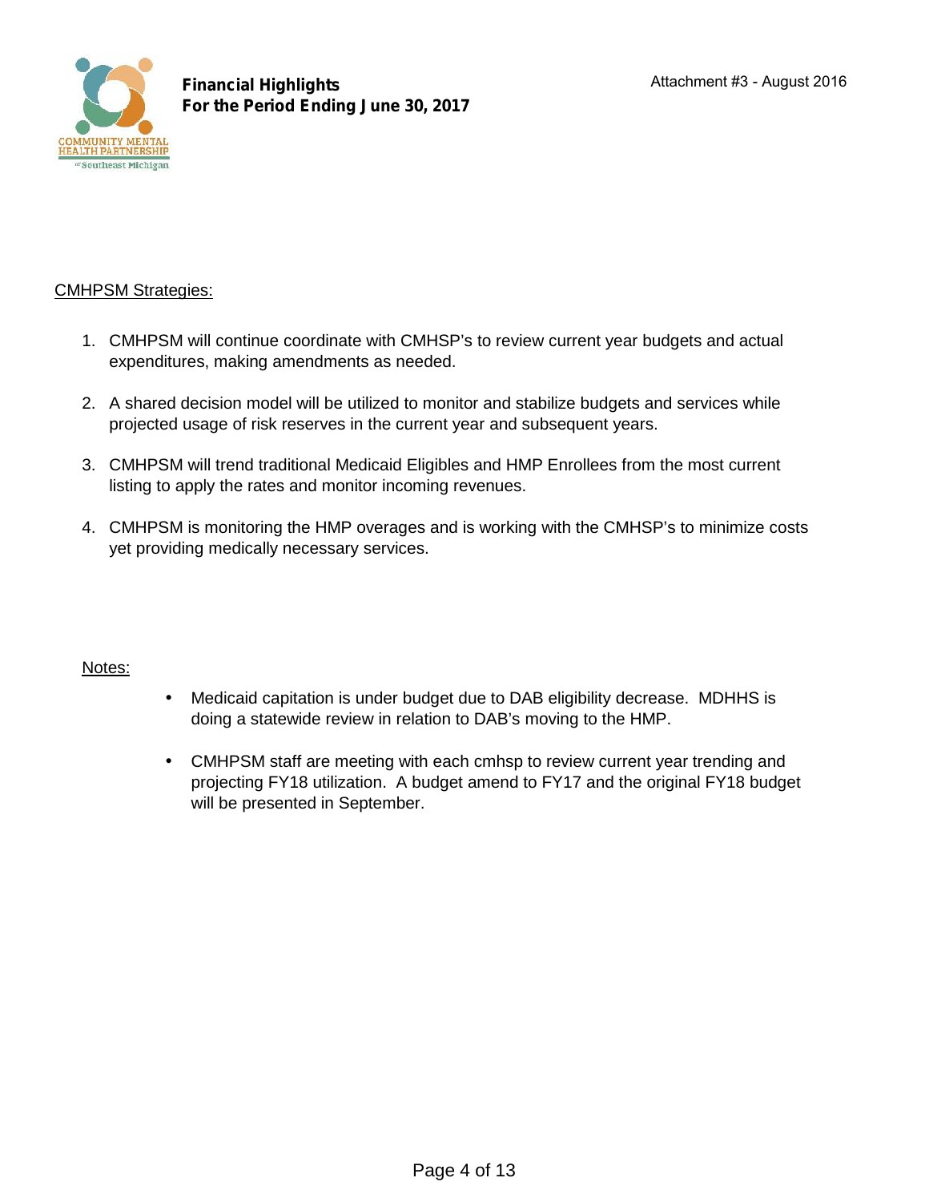**Financial Highlights**
**For the Period Ending June 30, 2017**

Attachment #3 - August 2016

CMHPSM Strategies:

1. CMHPSM will continue coordinate with CMHSP's to review current year budgets and actual expenditures, making amendments as needed.

2. A shared decision model will be utilized to monitor and stabilize budgets and services while projected usage of risk reserves in the current year and subsequent years.

3. CMHPSM will trend traditional Medicaid Eligibles and HMP Enrollees from the most current listing to apply the rates and monitor incoming revenues.

4. CMHPSM is monitoring the HMP overages and is working with the CMHSP's to minimize costs yet providing medically necessary services.

Notes:

- Medicaid capitation is under budget due to DAB eligibility decrease. MDHHS is doing a statewide review in relation to DAB's moving to the HMP.

- CMHPSM staff are meeting with each cmhsp to review current year trending and projecting FY18 utilization. A budget amend to FY17 and the original FY18 budget will be presented in September.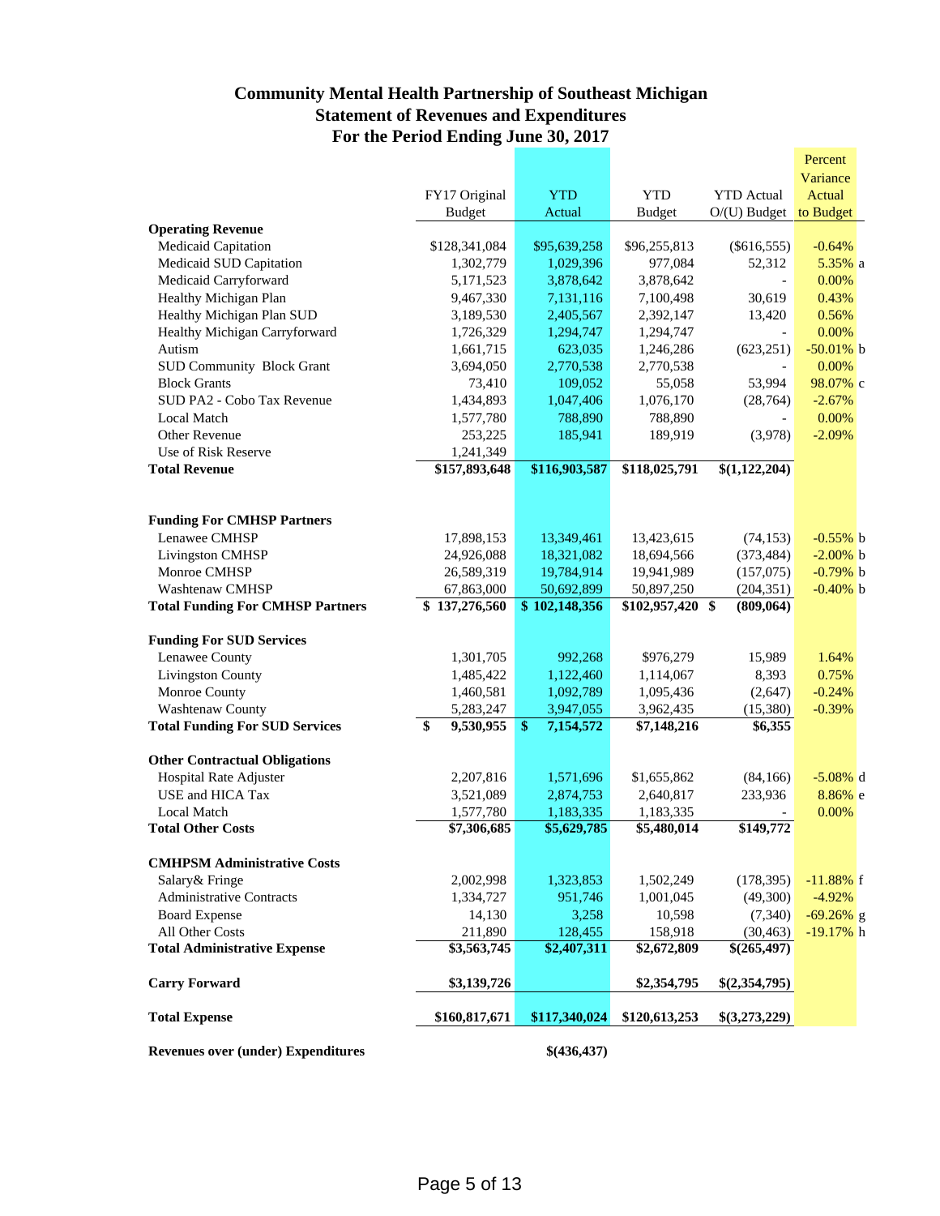## Community Mental Health Partnership of Southeast Michigan
## Statement of Revenues and Expenditures
## For the Period Ending June 30, 2017

| | FY17 Original Budget | YTD Actual | YTD Budget | YTD Actual O/(U) Budget | Percent Variance Actual to Budget |
|---|---|---|---|---|---|
| **Operating Revenue** | | | | | |
| Medicaid Capitation | $128,341,084 | $95,639,258 | $96,255,813 | ($616,555) | -0.64% |
| Medicaid SUD Capitation | 1,302,779 | 1,029,396 | 977,084 | 52,312 | 5.35% a |
| Medicaid Carryforward | 5,171,523 | 3,878,642 | 3,878,642 | - | 0.00% |
| Healthy Michigan Plan | 9,467,330 | 7,131,116 | 7,100,498 | 30,619 | 0.43% |
| Healthy Michigan Plan SUD | 3,189,530 | 2,405,567 | 2,392,147 | 13,420 | 0.56% |
| Healthy Michigan Carryforward | 1,726,329 | 1,294,747 | 1,294,747 | - | 0.00% |
| Autism | 1,661,715 | 623,035 | 1,246,286 | (623,251) | -50.01% b |
| SUD Community Block Grant | 3,694,050 | 2,770,538 | 2,770,538 | - | 0.00% |
| Block Grants | 73,410 | 109,052 | 55,058 | 53,994 | 98.07% c |
| SUD PA2 - Cobo Tax Revenue | 1,434,893 | 1,047,406 | 1,076,170 | (28,764) | -2.67% |
| Local Match | 1,577,780 | 788,890 | 788,890 | - | 0.00% |
| Other Revenue | 253,225 | 185,941 | 189,919 | (3,978) | -2.09% |
| Use of Risk Reserve | 1,241,349 | | | | |
| **Total Revenue** | **$157,893,648** | **$116,903,587** | **$118,025,791** | **$(1,122,204)** | |
| | | | | | |
| **Funding For CMHSP Partners** | | | | | |
| Lenawee CMHSP | 17,898,153 | 13,349,461 | 13,423,615 | (74,153) | -0.55% b |
| Livingston CMHSP | 24,926,088 | 18,321,082 | 18,694,566 | (373,484) | -2.00% b |
| Monroe CMHSP | 26,589,319 | 19,784,914 | 19,941,989 | (157,075) | -0.79% b |
| Washtenaw CMHSP | 67,863,000 | 50,692,899 | 50,897,250 | (204,351) | -0.40% b |
| **Total Funding For CMHSP Partners** | **$ 137,276,560** | **$ 102,148,356** | **$102,957,420** | **$ (809,064)** | |
| | | | | | |
| **Funding For SUD Services** | | | | | |
| Lenawee County | 1,301,705 | 992,268 | $976,279 | 15,989 | 1.64% |
| Livingston County | 1,485,422 | 1,122,460 | 1,114,067 | 8,393 | 0.75% |
| Monroe County | 1,460,581 | 1,092,789 | 1,095,436 | (2,647) | -0.24% |
| Washtenaw County | 5,283,247 | 3,947,055 | 3,962,435 | (15,380) | -0.39% |
| **Total Funding For SUD Services** | **$ 9,530,955** | **$ 7,154,572** | **$7,148,216** | **$6,355** | |
| | | | | | |
| **Other Contractual Obligations** | | | | | |
| Hospital Rate Adjuster | 2,207,816 | 1,571,696 | $1,655,862 | (84,166) | -5.08% d |
| USE and HICA Tax | 3,521,089 | 2,874,753 | 2,640,817 | 233,936 | 8.86% e |
| Local Match | 1,577,780 | 1,183,335 | 1,183,335 | - | 0.00% |
| **Total Other Costs** | **$7,306,685** | **$5,629,785** | **$5,480,014** | **$149,772** | |
| | | | | | |
| **CMHPSM Administrative Costs** | | | | | |
| Salary& Fringe | 2,002,998 | 1,323,853 | 1,502,249 | (178,395) | -11.88% f |
| Administrative Contracts | 1,334,727 | 951,746 | 1,001,045 | (49,300) | -4.92% |
| Board Expense | 14,130 | 3,258 | 10,598 | (7,340) | -69.26% g |
| All Other Costs | 211,890 | 128,455 | 158,918 | (30,463) | -19.17% h |
| **Total Administrative Expense** | **$3,563,745** | **$2,407,311** | **$2,672,809** | **$(265,497)** | |
| | | | | | |
| **Carry Forward** | **$3,139,726** | | **$2,354,795** | **$(2,354,795)** | |
| | | | | | |
| **Total Expense** | **$160,817,671** | **$117,340,024** | **$120,613,253** | **$(3,273,229)** | |
| | | | | | |
| **Revenues over (under) Expenditures** | | **$(436,437)** | | | |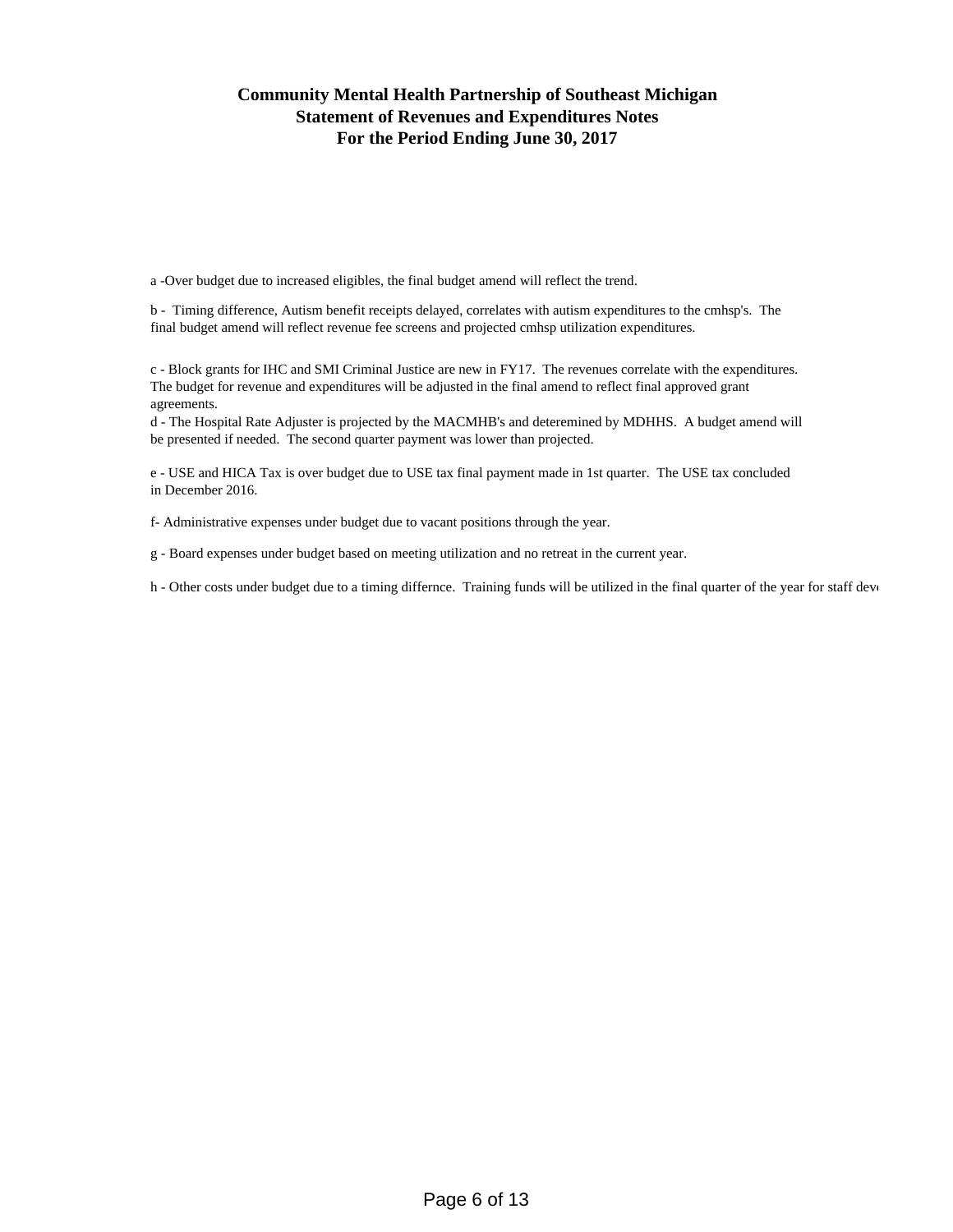# Community Mental Health Partnership of Southeast Michigan
## Statement of Revenues and Expenditures Notes
## For the Period Ending June 30, 2017

a -Over budget due to increased eligibles, the final budget amend will reflect the trend.

b - Timing difference, Autism benefit receipts delayed, correlates with autism expenditures to the cmhsp's. The final budget amend will reflect revenue fee screens and projected cmhsp utilization expenditures.

c - Block grants for IHC and SMI Criminal Justice are new in FY17. The revenues correlate with the expenditures. The budget for revenue and expenditures will be adjusted in the final amend to reflect final approved grant agreements.

d - The Hospital Rate Adjuster is projected by the MACMHB's and deteremined by MDHHS. A budget amend will be presented if needed. The second quarter payment was lower than projected.

e - USE and HICA Tax is over budget due to USE tax final payment made in 1st quarter. The USE tax concluded in December 2016.

f- Administrative expenses under budget due to vacant positions through the year.

g - Board expenses under budget based on meeting utilization and no retreat in the current year.

h - Other costs under budget due to a timing differnce. Training funds will be utilized in the final quarter of the year for staff dev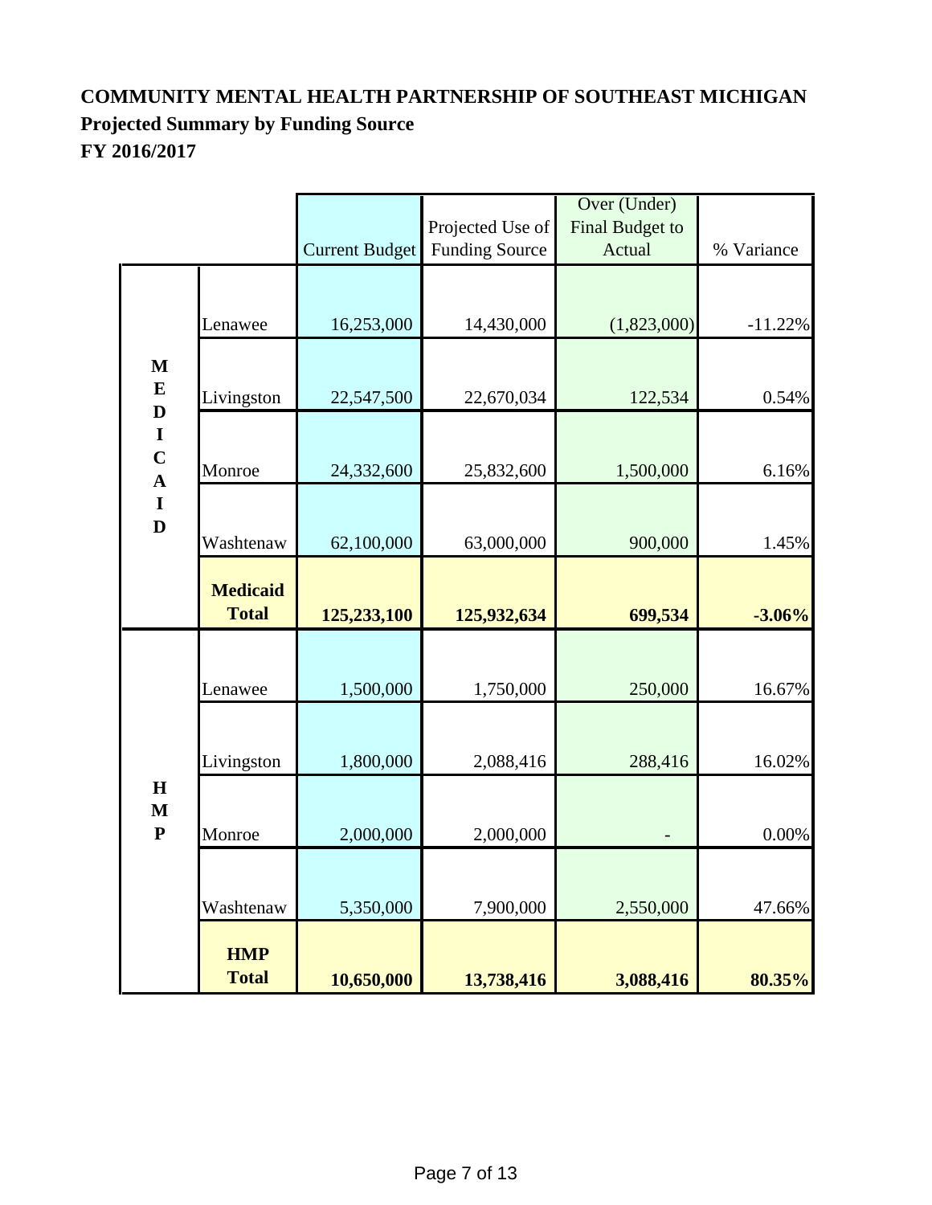**COMMUNITY MENTAL HEALTH PARTNERSHIP OF SOUTHEAST MICHIGAN**
**Projected Summary by Funding Source**
**FY 2016/2017**

| | | Current Budget | Projected Use of Funding Source | Over (Under) Final Budget to Actual | % Variance |
|---|---|---|---|---|---|
| MEDICAID | Lenawee | 16,253,000 | 14,430,000 | (1,823,000) | -11.22% |
| | Livingston | 22,547,500 | 22,670,034 | 122,534 | 0.54% |
| | Monroe | 24,332,600 | 25,832,600 | 1,500,000 | 6.16% |
| | Washtenaw | 62,100,000 | 63,000,000 | 900,000 | 1.45% |
| | **Medicaid Total** | **125,233,100** | **125,932,634** | **699,534** | **-3.06%** |
| HMP | Lenawee | 1,500,000 | 1,750,000 | 250,000 | 16.67% |
| | Livingston | 1,800,000 | 2,088,416 | 288,416 | 16.02% |
| | Monroe | 2,000,000 | 2,000,000 | - | 0.00% |
| | Washtenaw | 5,350,000 | 7,900,000 | 2,550,000 | 47.66% |
| | **HMP Total** | **10,650,000** | **13,738,416** | **3,088,416** | **80.35%** |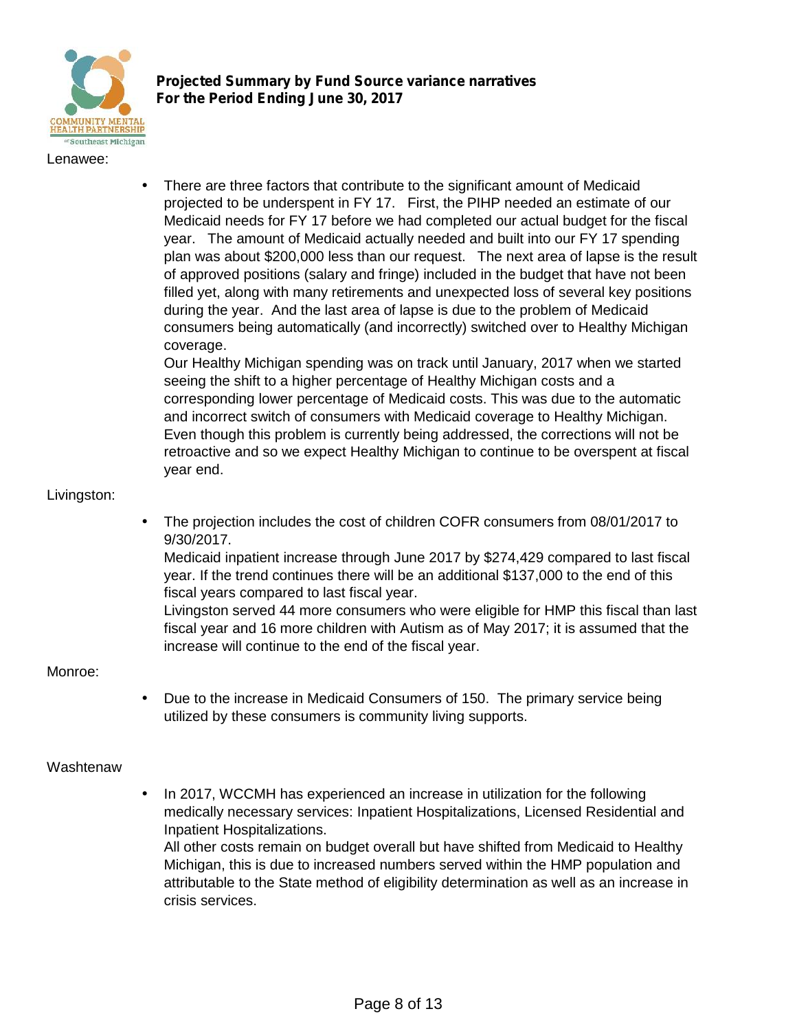**Projected Summary by Fund Source variance narratives**
**For the Period Ending June 30, 2017**

Lenawee:

- There are three factors that contribute to the significant amount of Medicaid projected to be underspent in FY 17. First, the PIHP needed an estimate of our Medicaid needs for FY 17 before we had completed our actual budget for the fiscal year. The amount of Medicaid actually needed and built into our FY 17 spending plan was about $200,000 less than our request. The next area of lapse is the result of approved positions (salary and fringe) included in the budget that have not been filled yet, along with many retirements and unexpected loss of several key positions during the year. And the last area of lapse is due to the problem of Medicaid consumers being automatically (and incorrectly) switched over to Healthy Michigan coverage.
  Our Healthy Michigan spending was on track until January, 2017 when we started seeing the shift to a higher percentage of Healthy Michigan costs and a corresponding lower percentage of Medicaid costs. This was due to the automatic and incorrect switch of consumers with Medicaid coverage to Healthy Michigan. Even though this problem is currently being addressed, the corrections will not be retroactive and so we expect Healthy Michigan to continue to be overspent at fiscal year end.

Livingston:

- The projection includes the cost of children COFR consumers from 08/01/2017 to 9/30/2017.
  Medicaid inpatient increase through June 2017 by $274,429 compared to last fiscal year. If the trend continues there will be an additional $137,000 to the end of this fiscal years compared to last fiscal year.
  Livingston served 44 more consumers who were eligible for HMP this fiscal than last fiscal year and 16 more children with Autism as of May 2017; it is assumed that the increase will continue to the end of the fiscal year.

Monroe:

- Due to the increase in Medicaid Consumers of 150. The primary service being utilized by these consumers is community living supports.

Washtenaw

- In 2017, WCCMH has experienced an increase in utilization for the following medically necessary services: Inpatient Hospitalizations, Licensed Residential and Inpatient Hospitalizations.
  All other costs remain on budget overall but have shifted from Medicaid to Healthy Michigan, this is due to increased numbers served within the HMP population and attributable to the State method of eligibility determination as well as an increase in crisis services.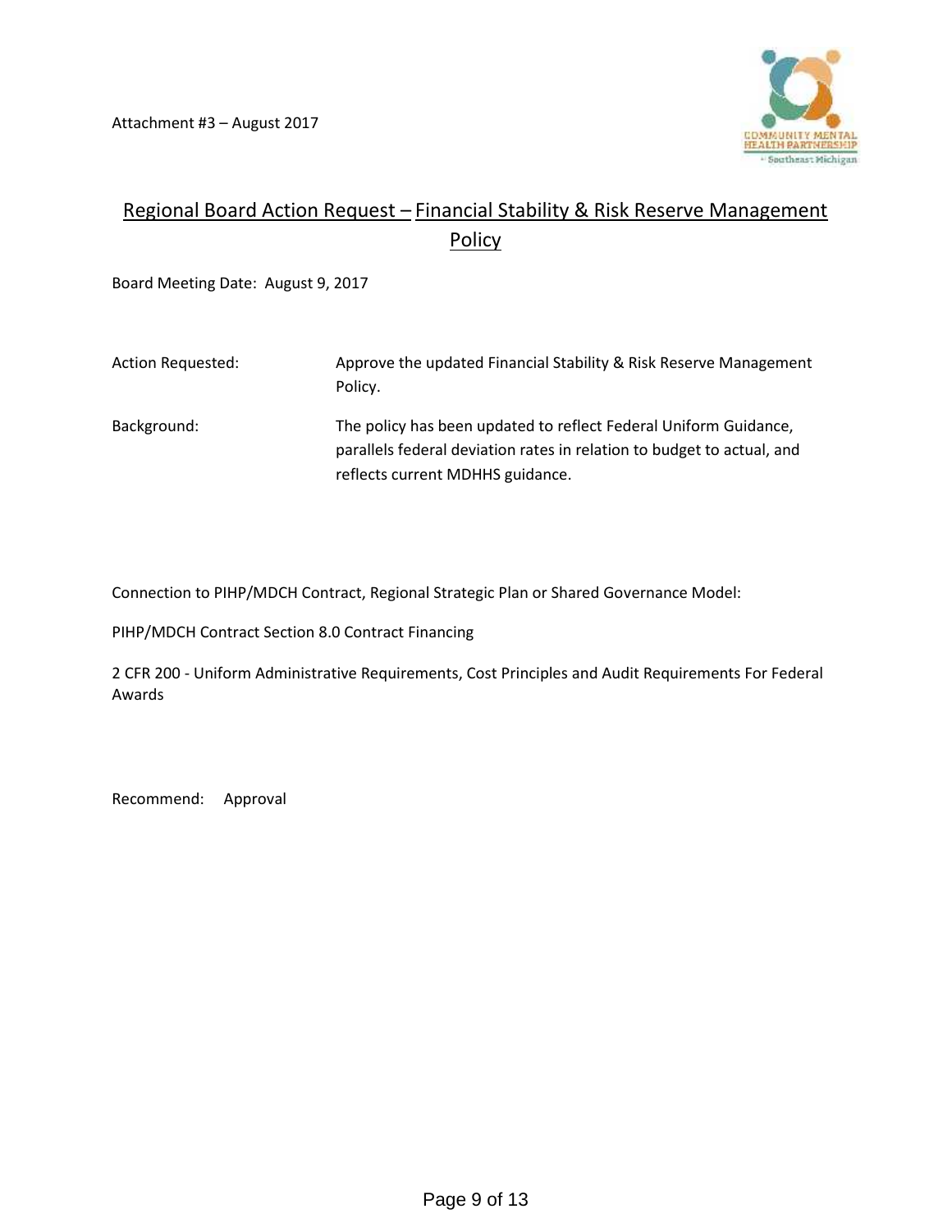Attachment #3 – August 2017

## Regional Board Action Request – Financial Stability & Risk Reserve Management Policy

Board Meeting Date: August 9, 2017

| | |
|---|---|
| Action Requested: | Approve the updated Financial Stability & Risk Reserve Management Policy. |
| Background: | The policy has been updated to reflect Federal Uniform Guidance, parallels federal deviation rates in relation to budget to actual, and reflects current MDHHS guidance. |

Connection to PIHP/MDCH Contract, Regional Strategic Plan or Shared Governance Model:

PIHP/MDCH Contract Section 8.0 Contract Financing

2 CFR 200 - Uniform Administrative Requirements, Cost Principles and Audit Requirements For Federal Awards

Recommend: Approval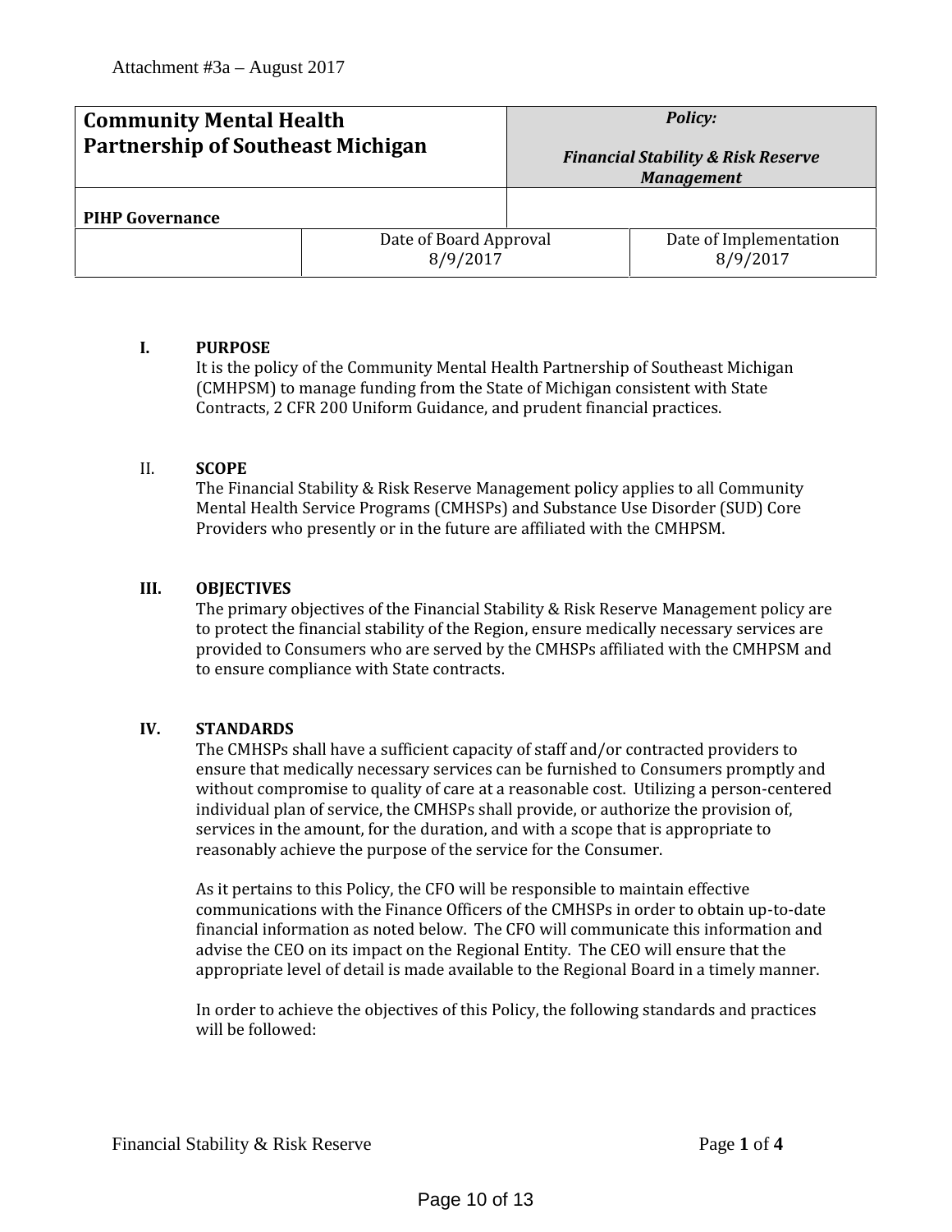Attachment #3a – August 2017

| Community Mental Health Partnership of Southeast Michigan | | *Policy:* ***Financial Stability & Risk Reserve Management*** |
|---|---|---|
| **PIHP Governance** | | |
| | Date of Board Approval 8/9/2017 | Date of Implementation 8/9/2017 |

**I. PURPOSE**

It is the policy of the Community Mental Health Partnership of Southeast Michigan (CMHPSM) to manage funding from the State of Michigan consistent with State Contracts, 2 CFR 200 Uniform Guidance, and prudent financial practices.

II. **SCOPE**

The Financial Stability & Risk Reserve Management policy applies to all Community Mental Health Service Programs (CMHSPs) and Substance Use Disorder (SUD) Core Providers who presently or in the future are affiliated with the CMHPSM.

**III. OBJECTIVES**

The primary objectives of the Financial Stability & Risk Reserve Management policy are to protect the financial stability of the Region, ensure medically necessary services are provided to Consumers who are served by the CMHSPs affiliated with the CMHPSM and to ensure compliance with State contracts.

**IV. STANDARDS**

The CMHSPs shall have a sufficient capacity of staff and/or contracted providers to ensure that medically necessary services can be furnished to Consumers promptly and without compromise to quality of care at a reasonable cost. Utilizing a person-centered individual plan of service, the CMHSPs shall provide, or authorize the provision of, services in the amount, for the duration, and with a scope that is appropriate to reasonably achieve the purpose of the service for the Consumer.

As it pertains to this Policy, the CFO will be responsible to maintain effective communications with the Finance Officers of the CMHSPs in order to obtain up-to-date financial information as noted below. The CFO will communicate this information and advise the CEO on its impact on the Regional Entity. The CEO will ensure that the appropriate level of detail is made available to the Regional Board in a timely manner.

In order to achieve the objectives of this Policy, the following standards and practices will be followed: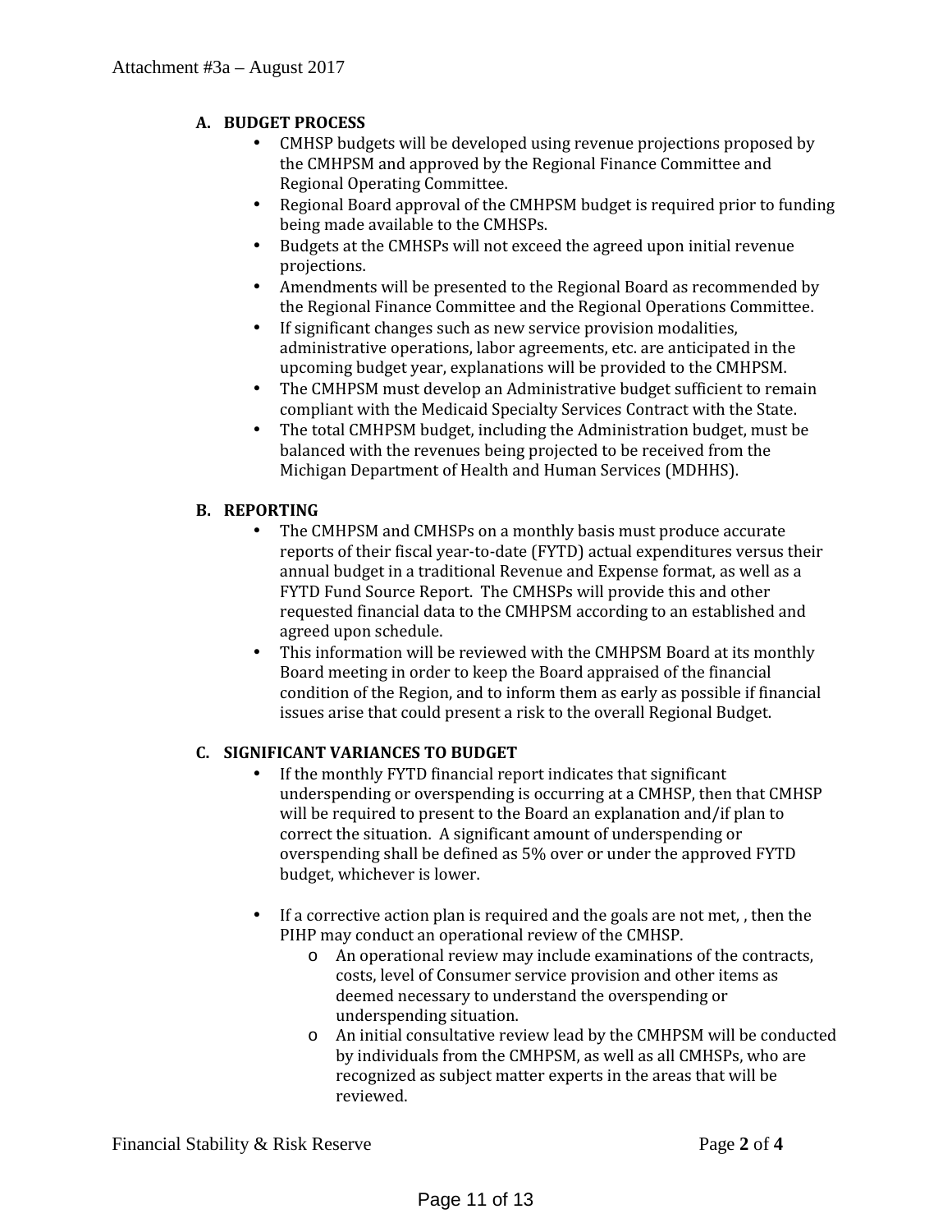**A. BUDGET PROCESS**

- CMHSP budgets will be developed using revenue projections proposed by the CMHPSM and approved by the Regional Finance Committee and Regional Operating Committee.
- Regional Board approval of the CMHPSM budget is required prior to funding being made available to the CMHSPs.
- Budgets at the CMHSPs will not exceed the agreed upon initial revenue projections.
- Amendments will be presented to the Regional Board as recommended by the Regional Finance Committee and the Regional Operations Committee.
- If significant changes such as new service provision modalities, administrative operations, labor agreements, etc. are anticipated in the upcoming budget year, explanations will be provided to the CMHPSM.
- The CMHPSM must develop an Administrative budget sufficient to remain compliant with the Medicaid Specialty Services Contract with the State.
- The total CMHPSM budget, including the Administration budget, must be balanced with the revenues being projected to be received from the Michigan Department of Health and Human Services (MDHHS).

**B. REPORTING**

- The CMHPSM and CMHSPs on a monthly basis must produce accurate reports of their fiscal year-to-date (FYTD) actual expenditures versus their annual budget in a traditional Revenue and Expense format, as well as a FYTD Fund Source Report. The CMHSPs will provide this and other requested financial data to the CMHPSM according to an established and agreed upon schedule.
- This information will be reviewed with the CMHPSM Board at its monthly Board meeting in order to keep the Board appraised of the financial condition of the Region, and to inform them as early as possible if financial issues arise that could present a risk to the overall Regional Budget.

**C. SIGNIFICANT VARIANCES TO BUDGET**

- If the monthly FYTD financial report indicates that significant underspending or overspending is occurring at a CMHSP, then that CMHSP will be required to present to the Board an explanation and/if plan to correct the situation. A significant amount of underspending or overspending shall be defined as 5% over or under the approved FYTD budget, whichever is lower.

- If a corrective action plan is required and the goals are not met, , then the PIHP may conduct an operational review of the CMHSP.
  - An operational review may include examinations of the contracts, costs, level of Consumer service provision and other items as deemed necessary to understand the overspending or underspending situation.
  - An initial consultative review lead by the CMHPSM will be conducted by individuals from the CMHPSM, as well as all CMHSPs, who are recognized as subject matter experts in the areas that will be reviewed.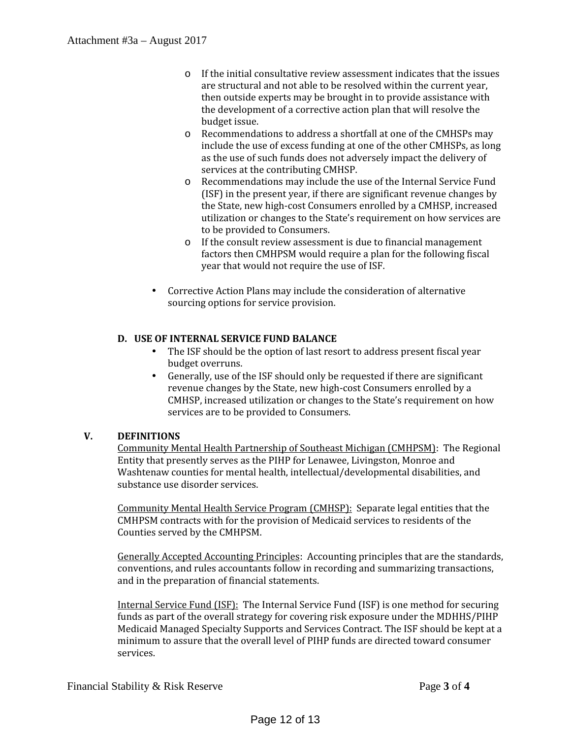- If the initial consultative review assessment indicates that the issues are structural and not able to be resolved within the current year, then outside experts may be brought in to provide assistance with the development of a corrective action plan that will resolve the budget issue.
  - Recommendations to address a shortfall at one of the CMHSPs may include the use of excess funding at one of the other CMHSPs, as long as the use of such funds does not adversely impact the delivery of services at the contributing CMHSP.
  - Recommendations may include the use of the Internal Service Fund (ISF) in the present year, if there are significant revenue changes by the State, new high-cost Consumers enrolled by a CMHSP, increased utilization or changes to the State's requirement on how services are to be provided to Consumers.
  - If the consult review assessment is due to financial management factors then CMHPSM would require a plan for the following fiscal year that would not require the use of ISF.

- Corrective Action Plans may include the consideration of alternative sourcing options for service provision.

**D. USE OF INTERNAL SERVICE FUND BALANCE**

- The ISF should be the option of last resort to address present fiscal year budget overruns.
- Generally, use of the ISF should only be requested if there are significant revenue changes by the State, new high-cost Consumers enrolled by a CMHSP, increased utilization or changes to the State's requirement on how services are to be provided to Consumers.

## V. DEFINITIONS

<u>Community Mental Health Partnership of Southeast Michigan (CMHPSM)</u>: The Regional Entity that presently serves as the PIHP for Lenawee, Livingston, Monroe and Washtenaw counties for mental health, intellectual/developmental disabilities, and substance use disorder services.

<u>Community Mental Health Service Program (CMHSP):</u> Separate legal entities that the CMHPSM contracts with for the provision of Medicaid services to residents of the Counties served by the CMHPSM.

<u>Generally Accepted Accounting Principles</u>: Accounting principles that are the standards, conventions, and rules accountants follow in recording and summarizing transactions, and in the preparation of financial statements.

<u>Internal Service Fund (ISF):</u> The Internal Service Fund (ISF) is one method for securing funds as part of the overall strategy for covering risk exposure under the MDHHS/PIHP Medicaid Managed Specialty Supports and Services Contract. The ISF should be kept at a minimum to assure that the overall level of PIHP funds are directed toward consumer services.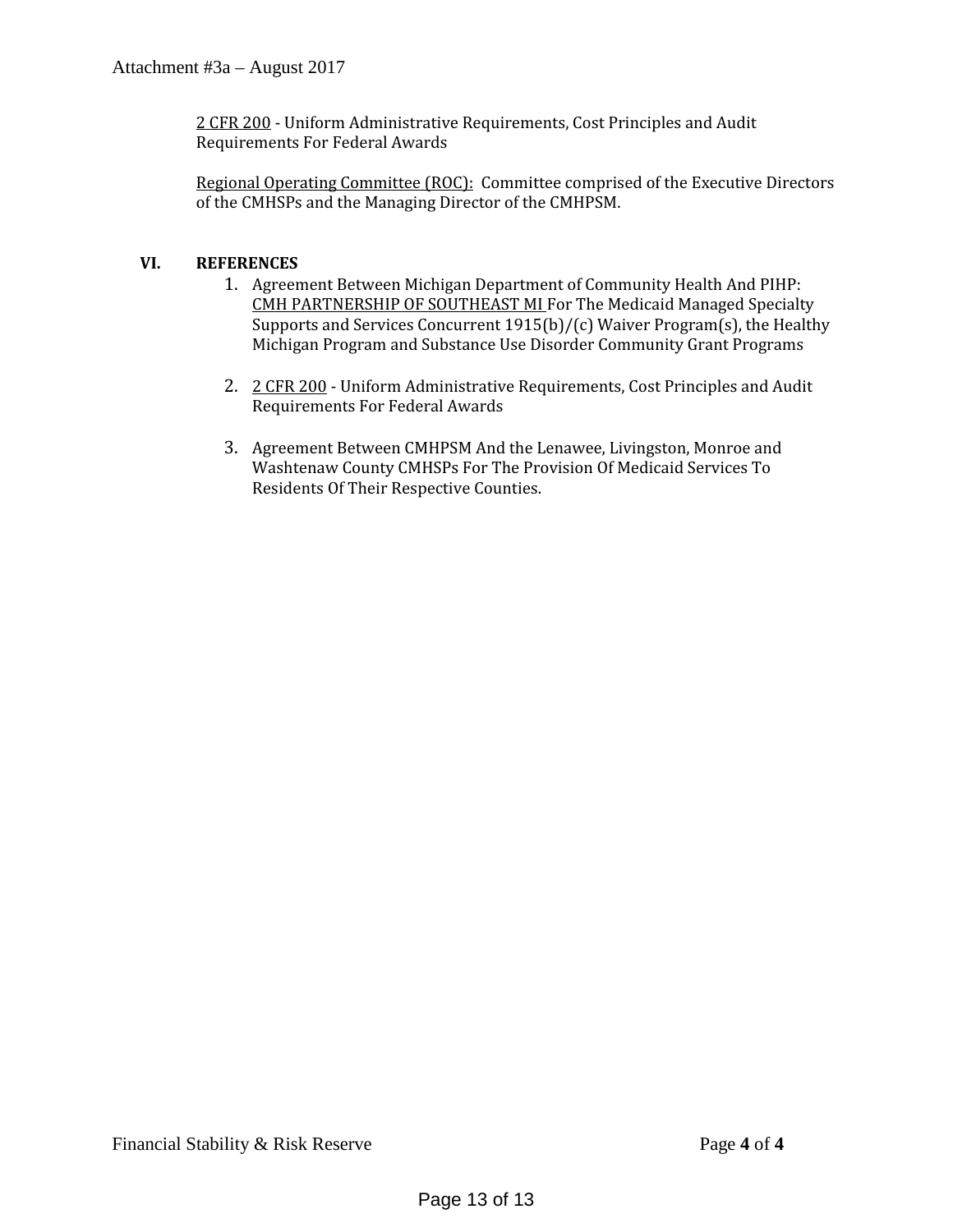2 CFR 200 - Uniform Administrative Requirements, Cost Principles and Audit Requirements For Federal Awards

Regional Operating Committee (ROC): Committee comprised of the Executive Directors of the CMHSPs and the Managing Director of the CMHPSM.

## VI. REFERENCES

1. Agreement Between Michigan Department of Community Health And PIHP: CMH PARTNERSHIP OF SOUTHEAST MI For The Medicaid Managed Specialty Supports and Services Concurrent 1915(b)/(c) Waiver Program(s), the Healthy Michigan Program and Substance Use Disorder Community Grant Programs

2. 2 CFR 200 - Uniform Administrative Requirements, Cost Principles and Audit Requirements For Federal Awards

3. Agreement Between CMHPSM And the Lenawee, Livingston, Monroe and Washtenaw County CMHSPs For The Provision Of Medicaid Services To Residents Of Their Respective Counties.